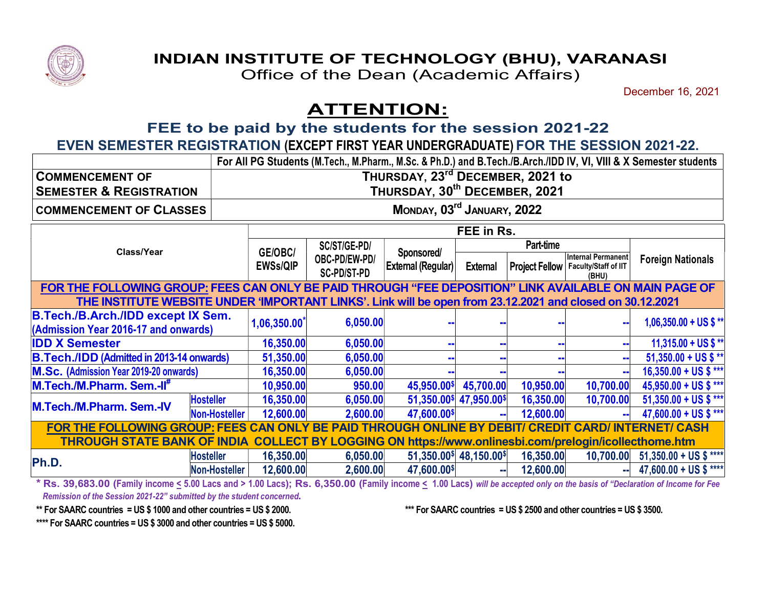# INDIAN INSTITUTE OF TECHNOLOGY (BHU), VARANASI

Office of the Dean (Academic Affairs)

December 16, 2021

## ATTENTION:

### FEE to be paid by the students for the session 2021-22

### EVEN SEMESTER REGISTRATION (EXCEPT FIRST YEAR UNDERGRADUATE) FOR THE SESSION 2021-22.

| | For All PG Students (M.Tech., M.Pharm., M.Sc. & Ph.D.) and B.Tech./B.Arch./IDD IV, VI, VIII & X Semester students |
|---|---|
| **COMMENCEMENT OF SEMESTER & REGISTRATION** | THURSDAY, 23rd DECEMBER, 2021 to THURSDAY, 30th DECEMBER, 2021 |
| **COMMENCEMENT OF CLASSES** | MONDAY, 03rd JANUARY, 2022 |

| Class/Year | | FEE in Rs. | | | | | | |
|---|---|---|---|---|---|---|---|---|
| | | GE/OBC/ EWSs/QIP | SC/ST/GE-PD/ OBC-PD/EW-PD/ SC-PD/ST-PD | Sponsored/ External (Regular) | Part-time | | | Foreign Nationals |
| | | | | | External | Project Fellow | Internal Permanent Faculty/Staff of IIT (BHU) | |
| **FOR THE FOLLOWING GROUP: FEES CAN ONLY BE PAID THROUGH "FEE DEPOSITION" LINK AVAILABLE ON MAIN PAGE OF THE INSTITUTE WEBSITE UNDER 'IMPORTANT LINKS'. Link will be open from 23.12.2021 and closed on 30.12.2021** | | | | | | | | |
| **B.Tech./B.Arch./IDD except IX Sem. (Admission Year 2016-17 and onwards)** | | 1,06,350.00* | 6,050.00 | -- | -- | -- | -- | 1,06,350.00 + US $ ** |
| **IDD X Semester** | | 16,350.00 | 6,050.00 | -- | -- | -- | -- | 11,315.00 + US $ ** |
| **B.Tech./IDD (Admitted in 2013-14 onwards)** | | 51,350.00 | 6,050.00 | -- | -- | -- | -- | 51,350.00 + US $ ** |
| **M.Sc. (Admission Year 2019-20 onwards)** | | 16,350.00 | 6,050.00 | -- | -- | -- | -- | 16,350.00 + US $ *** |
| **M.Tech./M.Pharm. Sem.-II#** | | 10,950.00 | 950.00 | 45,950.00$ | 45,700.00 | 10,950.00 | 10,700.00 | 45,950.00 + US $ *** |
| **M.Tech./M.Pharm. Sem.-IV** | Hosteller | 16,350.00 | 6,050.00 | 51,350.00$ | 47,950.00$ | 16,350.00 | 10,700.00 | 51,350.00 + US $ *** |
| | Non-Hosteller | 12,600.00 | 2,600.00 | 47,600.00$ | -- | 12,600.00 | -- | 47,600.00 + US $ *** |
| **FOR THE FOLLOWING GROUP: FEES CAN ONLY BE PAID THROUGH ONLINE BY DEBIT/ CREDIT CARD/ INTERNET/ CASH THROUGH STATE BANK OF INDIA COLLECT BY LOGGING ON https://www.onlinesbi.com/prelogin/icollecthome.htm** | | | | | | | | |
| **Ph.D.** | Hosteller | 16,350.00 | 6,050.00 | 51,350.00$ | 48,150.00$ | 16,350.00 | 10,700.00 | 51,350.00 + US $ **** |
| | Non-Hosteller | 12,600.00 | 2,600.00 | 47,600.00$ | -- | 12,600.00 | -- | 47,600.00 + US $ **** |

\* **Rs. 39,683.00** (Family income ≤ 5.00 Lacs and > 1.00 Lacs); **Rs. 6,350.00** (Family income ≤ 1.00 Lacs) *will be accepted only on the basis of "Declaration of Income for Fee Remission of the Session 2021-22" submitted by the student concerned.*

\*\* For SAARC countries = US $ 1000 and other countries = US $ 2000.

\*\*\* For SAARC countries = US $ 2500 and other countries = US $ 3500.

\*\*\*\* For SAARC countries = US $ 3000 and other countries = US $ 5000.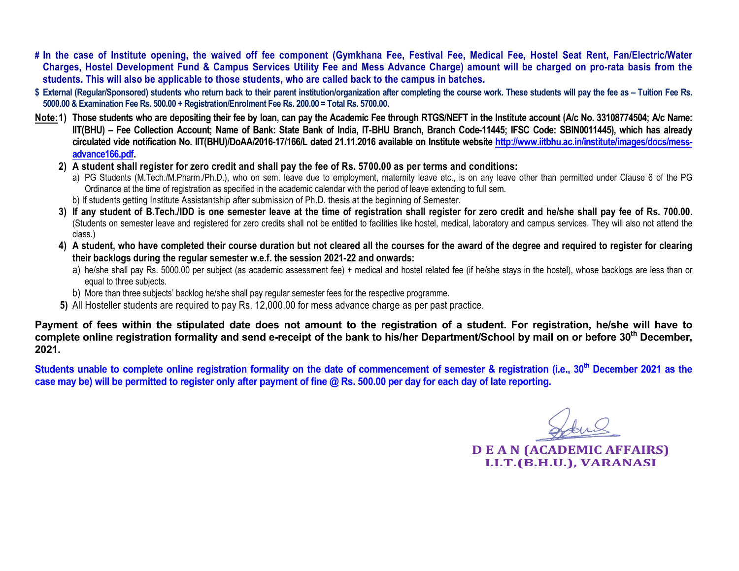**# In the case of Institute opening, the waived off fee component (Gymkhana Fee, Festival Fee, Medical Fee, Hostel Seat Rent, Fan/Electric/Water Charges, Hostel Development Fund & Campus Services Utility Fee and Mess Advance Charge) amount will be charged on pro-rata basis from the students. This will also be applicable to those students, who are called back to the campus in batches.**

**$ External (Regular/Sponsored) students who return back to their parent institution/organization after completing the course work. These students will pay the fee as – Tuition Fee Rs. 5000.00 & Examination Fee Rs. 500.00 + Registration/Enrolment Fee Rs. 200.00 = Total Rs. 5700.00.**

**Note:**

1) **Those students who are depositing their fee by loan, can pay the Academic Fee through RTGS/NEFT in the Institute account (A/c No. 33108774504; A/c Name: IIT(BHU) – Fee Collection Account; Name of Bank: State Bank of India, IT-BHU Branch, Branch Code-11445; IFSC Code: SBIN0011445), which has already circulated vide notification No. IIT(BHU)/DoAA/2016-17/166/L dated 21.11.2016 available on Institute website http://www.iitbhu.ac.in/institute/images/docs/mess-advance166.pdf.**
2) **A student shall register for zero credit and shall pay the fee of Rs. 5700.00 as per terms and conditions:**
   a) PG Students (M.Tech./M.Pharm./Ph.D.), who on sem. leave due to employment, maternity leave etc., is on any leave other than permitted under Clause 6 of the PG Ordinance at the time of registration as specified in the academic calendar with the period of leave extending to full sem.
   b) If students getting Institute Assistantship after submission of Ph.D. thesis at the beginning of Semester.
3) **If any student of B.Tech./IDD is one semester leave at the time of registration shall register for zero credit and he/she shall pay fee of Rs. 700.00.** (Students on semester leave and registered for zero credits shall not be entitled to facilities like hostel, medical, laboratory and campus services. They will also not attend the class.)
4) **A student, who have completed their course duration but not cleared all the courses for the award of the degree and required to register for clearing their backlogs during the regular semester w.e.f. the session 2021-22 and onwards:**
   a) he/she shall pay Rs. 5000.00 per subject (as academic assessment fee) + medical and hostel related fee (if he/she stays in the hostel), whose backlogs are less than or equal to three subjects.
   b) More than three subjects' backlog he/she shall pay regular semester fees for the respective programme.
5) All Hosteller students are required to pay Rs. 12,000.00 for mess advance charge as per past practice.

**Payment of fees within the stipulated date does not amount to the registration of a student. For registration, he/she will have to complete online registration formality and send e-receipt of the bank to his/her Department/School by mail on or before 30th December, 2021.**

**Students unable to complete online registration formality on the date of commencement of semester & registration (i.e., 30th December 2021 as the case may be) will be permitted to register only after payment of fine @ Rs. 500.00 per day for each day of late reporting.**

**D E A N (ACADEMIC AFFAIRS)**
**I.I.T.(B.H.U.), VARANASI**